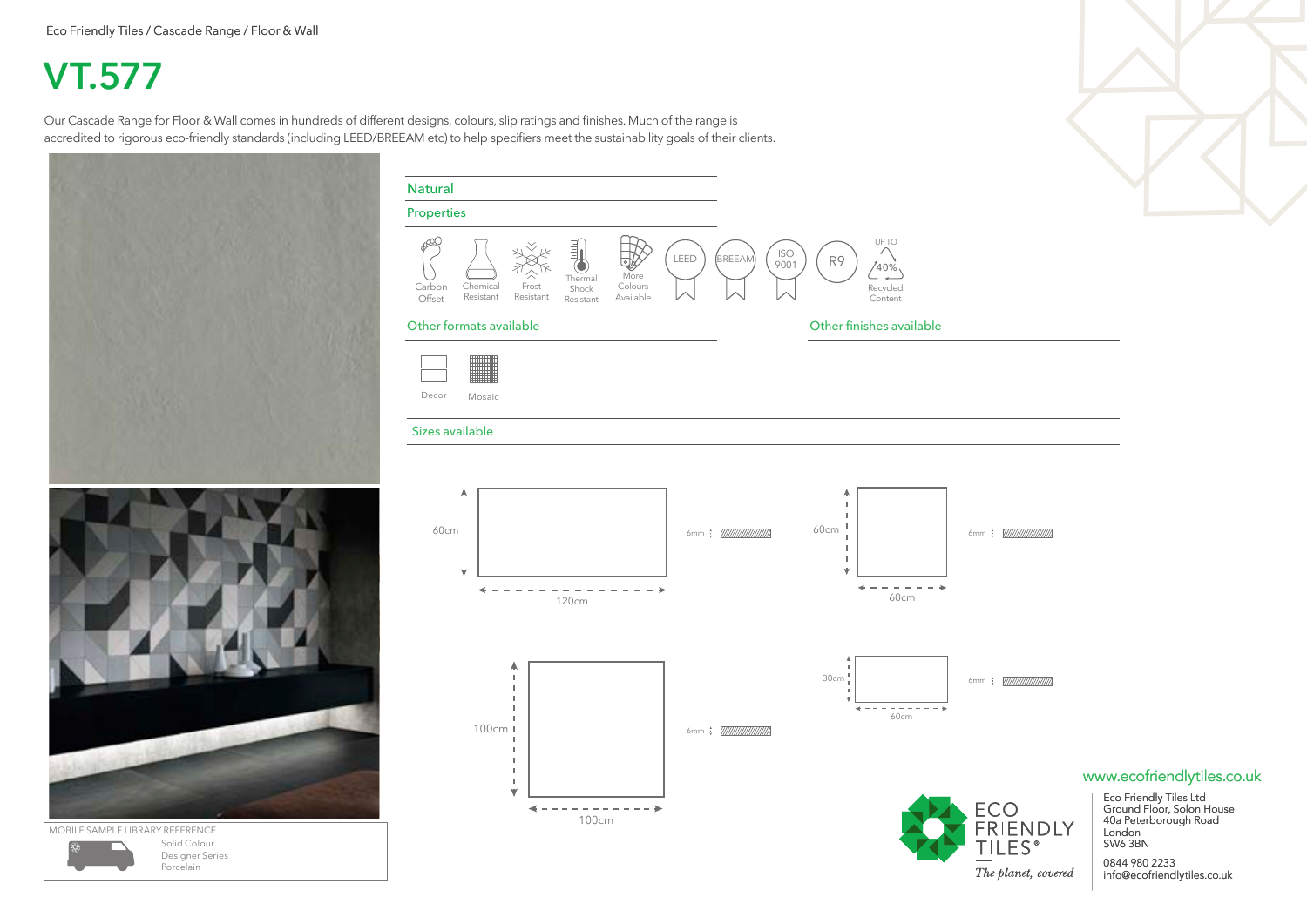Eco Friendly Tiles / Cascade Range / Floor & Wall

# VT.577

Our Cascade Range for Floor & Wall comes in hundreds of different designs, colours, slip ratings and finishes. Much of the range is accredited to rigorous eco-friendly standards (including LEED/BREEAM etc) to help specifiers meet the sustainability goals of their clients.

## Natural

### Properties

- Carbon Offset
- Chemical Resistant
- Frost Resistant
- Thermal Shock Resistant
- More Colours Available
- LEED
- BREEAM
- ISO 9001
- R9
- Up to 40% Recycled Content

### Other formats available

- Decor
- Mosaic

### Other finishes available

### Sizes available

- 60cm × 120cm, 6mm
- 60cm × 60cm, 6mm
- 100cm × 100cm, 6mm
- 30cm × 60cm, 6mm

MOBILE SAMPLE LIBRARY REFERENCE
Solid Colour
Designer Series
Porcelain

ECO FRIENDLY TILES®
*The planet, covered*

www.ecofriendlytiles.co.uk

Eco Friendly Tiles Ltd
Ground Floor, Solon House
40a Peterborough Road
London
SW6 3BN

0844 980 2233
info@ecofriendlytiles.co.uk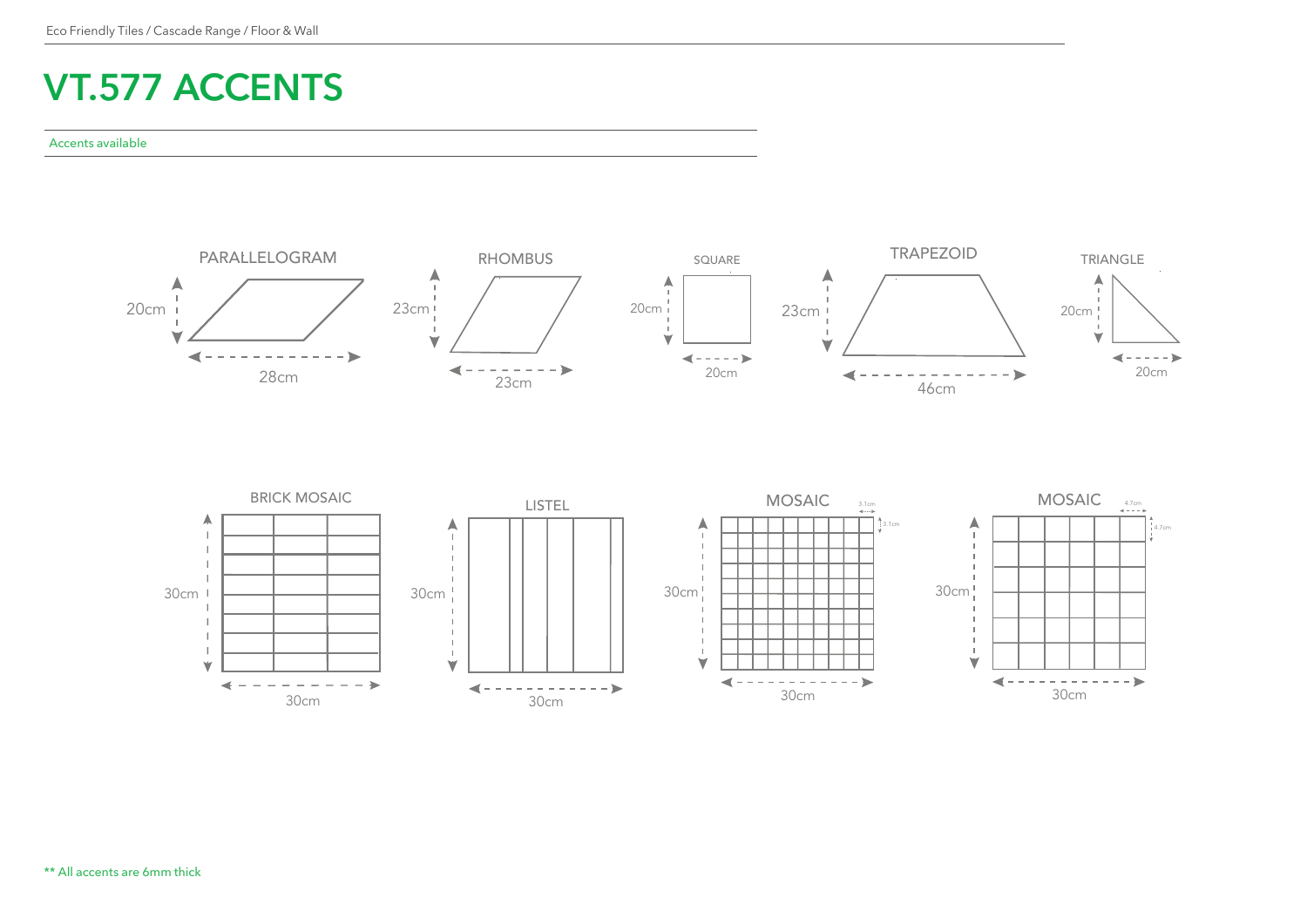# VT.577 ACCENTS

Accents available

PARALLELOGRAM

20cm

28cm

RHOMBUS

23cm

23cm

SQUARE

20cm

20cm

TRAPEZOID

23cm

46cm

TRIANGLE

20cm

20cm

BRICK MOSAIC

30cm

30cm

LISTEL

30cm

30cm

MOSAIC

3.1cm

3.1cm

30cm

30cm

MOSAIC

4.7cm

4.7cm

30cm

30cm

** All accents are 6mm thick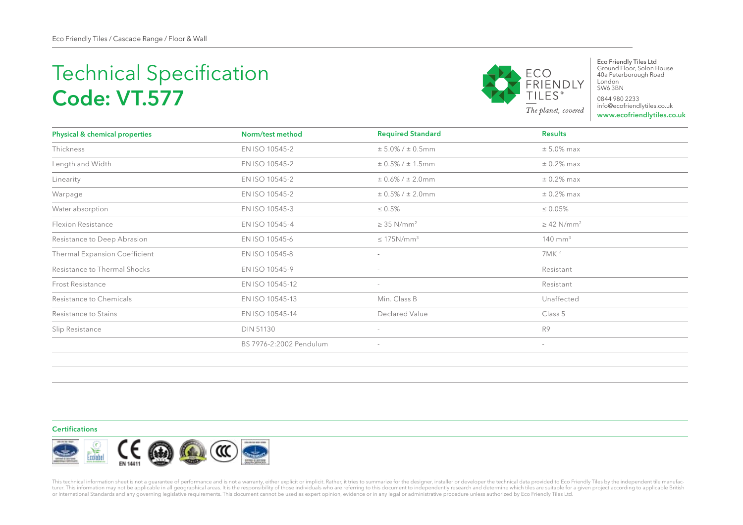Eco Friendly Tiles / Cascade Range / Floor & Wall

# Technical Specification
# **Code: VT.577**

ECO FRIENDLY TILES®
*The planet, covered*

Eco Friendly Tiles Ltd
Ground Floor, Solon House
40a Peterborough Road
London
SW6 3BN

0844 980 2233
info@ecofriendlytiles.co.uk
**www.ecofriendlytiles.co.uk**

| Physical & chemical properties | Norm/test method | Required Standard | Results |
|---|---|---|---|
| Thickness | EN ISO 10545-2 | ± 5.0% / ± 0.5mm | ± 5.0% max |
| Length and Width | EN ISO 10545-2 | ± 0.5% / ± 1.5mm | ± 0.2% max |
| Linearity | EN ISO 10545-2 | ± 0.6% / ± 2.0mm | ± 0.2% max |
| Warpage | EN ISO 10545-2 | ± 0.5% / ± 2.0mm | ± 0.2% max |
| Water absorption | EN ISO 10545-3 | ≤ 0.5% | ≤ 0.05% |
| Flexion Resistance | EN ISO 10545-4 | ≥ 35 $N/mm^2$ | ≥ 42 $N/mm^2$ |
| Resistance to Deep Abrasion | EN ISO 10545-6 | ≤ 175$N/mm^3$ | 140 $mm^3$ |
| Thermal Expansion Coefficient | EN ISO 10545-8 | - | 7$MK^{-1}$ |
| Resistance to Thermal Shocks | EN ISO 10545-9 | - | Resistant |
| Frost Resistance | EN ISO 10545-12 | - | Resistant |
| Resistance to Chemicals | EN ISO 10545-13 | Min. Class B | Unaffected |
| Resistance to Stains | EN ISO 10545-14 | Declared Value | Class 5 |
| Slip Resistance | DIN 51130 | - | R9 |
| | BS 7976-2:2002 Pendulum | - | - |

**Certifications**

CE EN 14411

This technical information sheet is not a guarantee of performance and is not a warranty, either explicit or implicit. Rather, it tries to summarize for the designer, installer or developer the technical data provided to Eco Friendly Tiles by the independent tile manufacturer. This information may not be applicable in all geographical areas. It is the responsibility of those individuals who are referring to this document to independently research and determine which tiles are suitable for a given project according to applicable British or International Standards and any governing legislative requirements. This document cannot be used as expert opinion, evidence or in any legal or administrative procedure unless authorized by Eco Friendly Tiles Ltd.